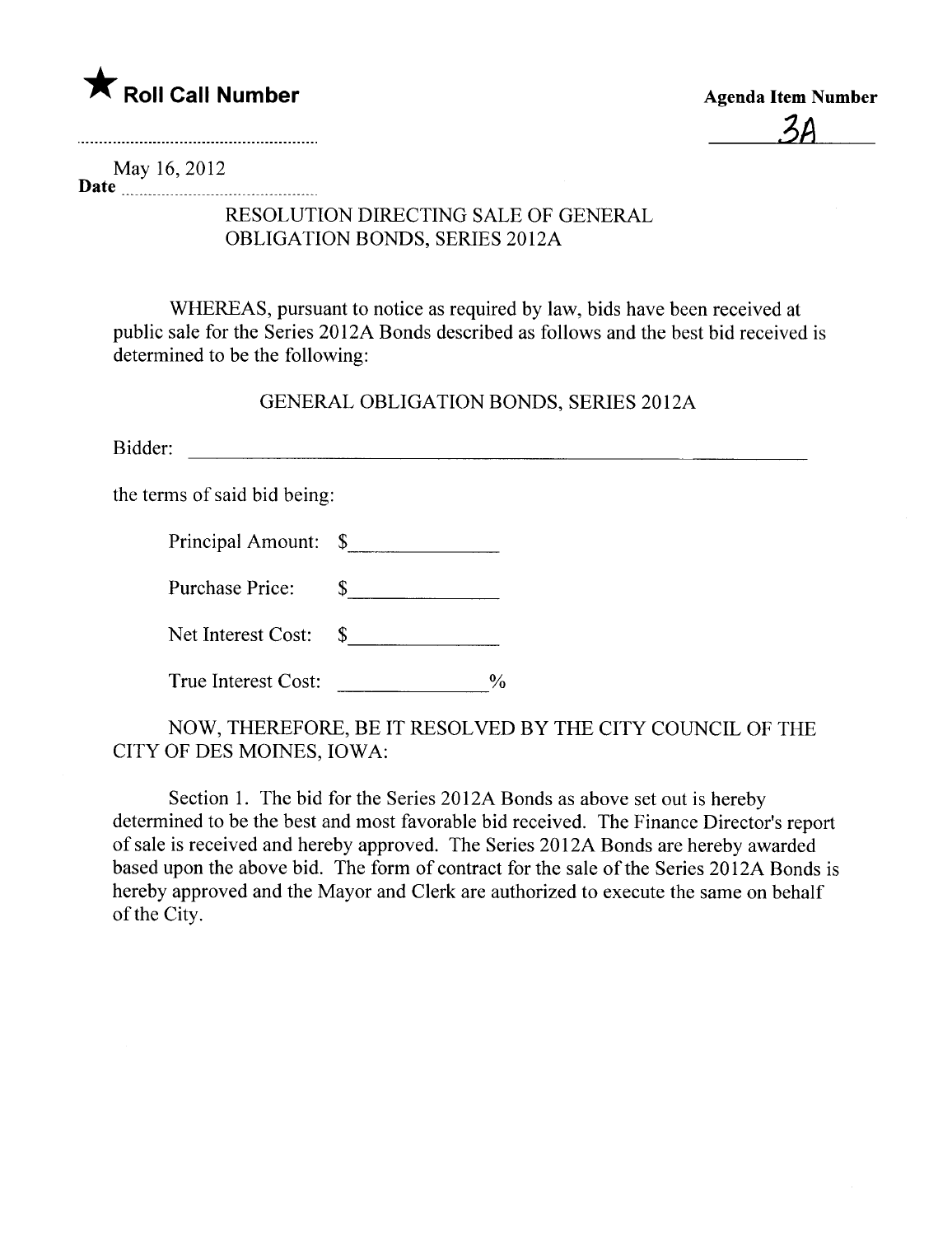★ **Roll Call Number**

**Agenda Item Number**

3A

May 16, 2012

**Date**

RESOLUTION DIRECTING SALE OF GENERAL OBLIGATION BONDS, SERIES 2012A

WHEREAS, pursuant to notice as required by law, bids have been received at public sale for the Series 2012A Bonds described as follows and the best bid received is determined to be the following:

GENERAL OBLIGATION BONDS, SERIES 2012A

Bidder: ______________________________________________

the terms of said bid being:

Principal Amount: $______________

Purchase Price: $______________

Net Interest Cost: $______________

True Interest Cost: ______________%

NOW, THEREFORE, BE IT RESOLVED BY THE CITY COUNCIL OF THE CITY OF DES MOINES, IOWA:

Section 1. The bid for the Series 2012A Bonds as above set out is hereby determined to be the best and most favorable bid received. The Finance Director's report of sale is received and hereby approved. The Series 2012A Bonds are hereby awarded based upon the above bid. The form of contract for the sale of the Series 2012A Bonds is hereby approved and the Mayor and Clerk are authorized to execute the same on behalf of the City.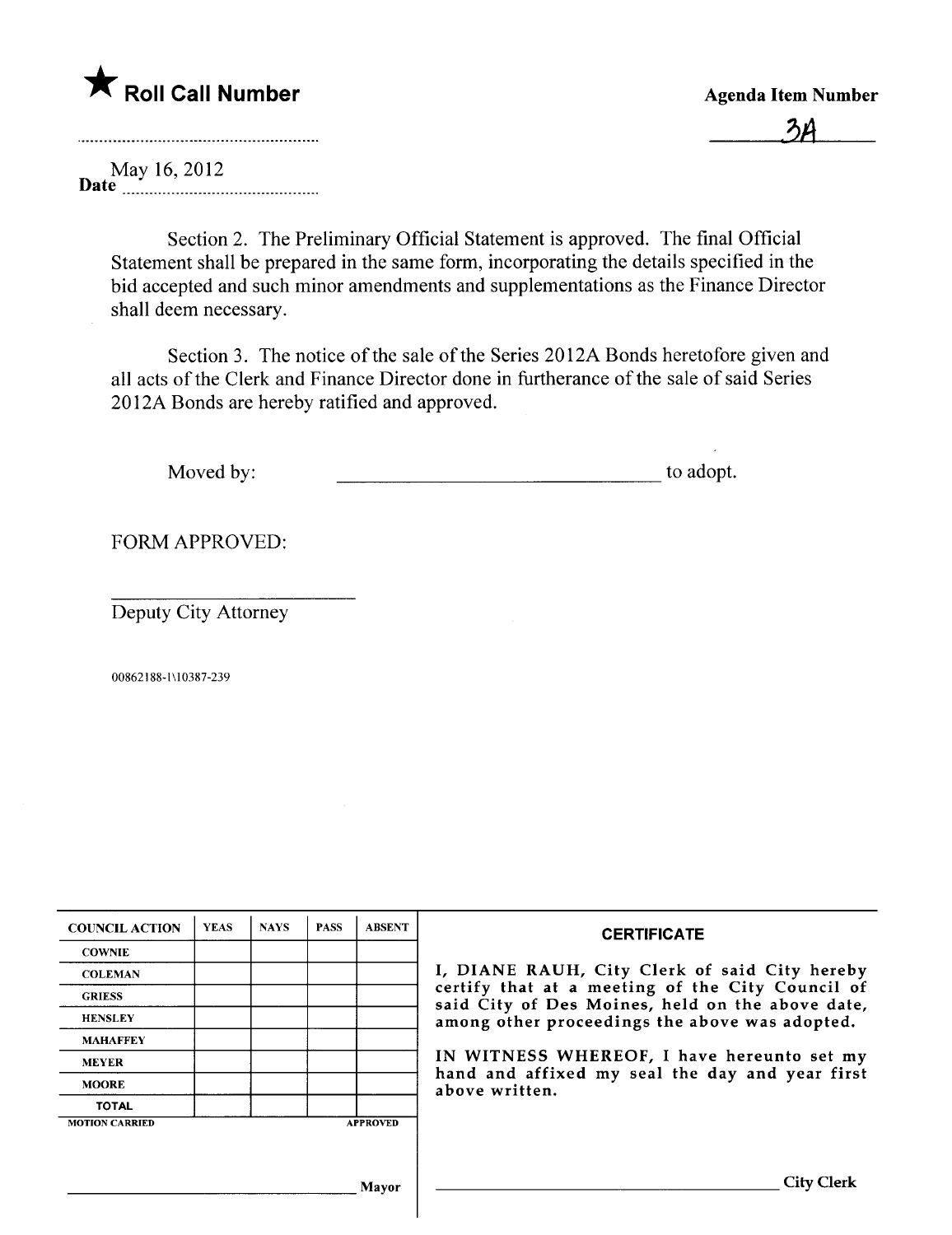★ **Roll Call Number**

**Agenda Item Number**

3A

Date May 16, 2012

Section 2. The Preliminary Official Statement is approved. The final Official Statement shall be prepared in the same form, incorporating the details specified in the bid accepted and such minor amendments and supplementations as the Finance Director shall deem necessary.

Section 3. The notice of the sale of the Series 2012A Bonds heretofore given and all acts of the Clerk and Finance Director done in furtherance of the sale of said Series 2012A Bonds are hereby ratified and approved.

Moved by: ________________________________ to adopt.

FORM APPROVED:

__________________________

Deputy City Attorney

00862188-1\10387-239

| COUNCIL ACTION | YEAS | NAYS | PASS | ABSENT |
|---|---|---|---|---|
| COWNIE | | | | |
| COLEMAN | | | | |
| GRIESS | | | | |
| HENSLEY | | | | |
| MAHAFFEY | | | | |
| MEYER | | | | |
| MOORE | | | | |
| TOTAL | | | | |

MOTION CARRIED APPROVED

________________________________ Mayor

**CERTIFICATE**

I, DIANE RAUH, City Clerk of said City hereby certify that at a meeting of the City Council of said City of Des Moines, held on the above date, among other proceedings the above was adopted.

IN WITNESS WHEREOF, I have hereunto set my hand and affixed my seal the day and year first above written.

________________________________ City Clerk